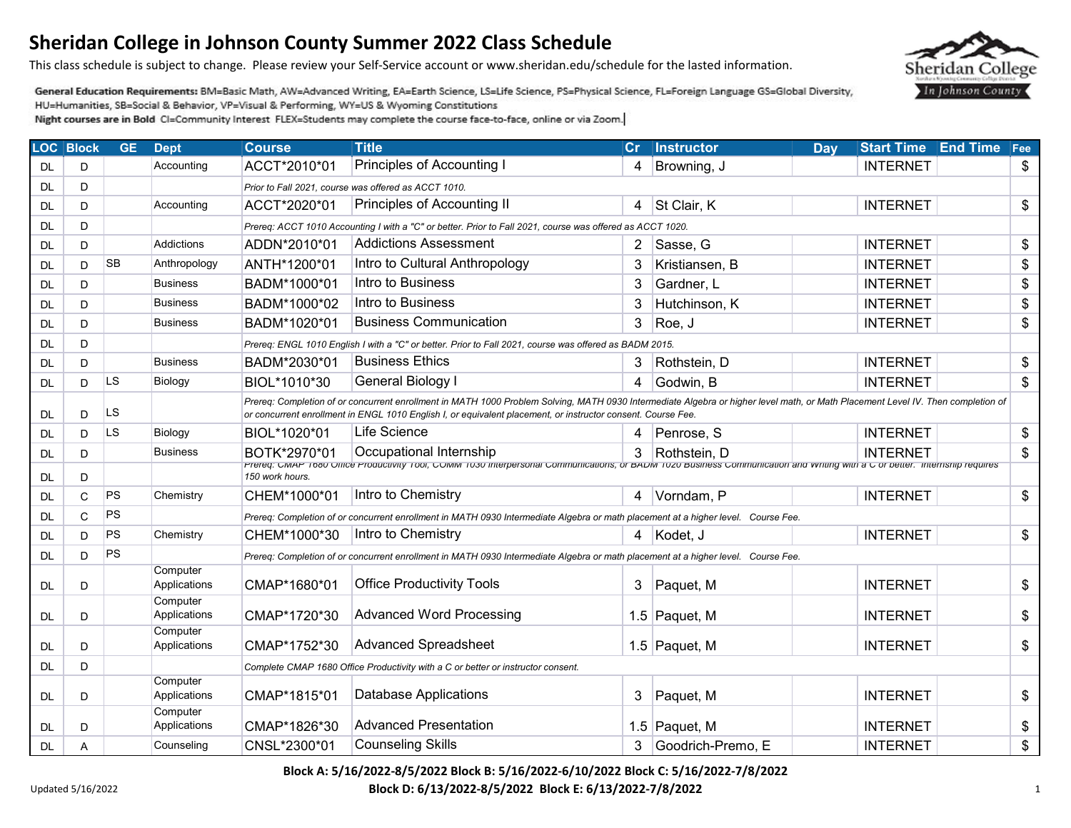# Sheridan College in Johnson County Summer 2022 Class Schedule

This class schedule is subject to change. Please review your Self-Service account or www.sheridan.edu/schedule for the lasted information.

**General Education Requirements:** BM=Basic Math, AW=Advanced Writing, EA=Earth Science, LS=Life Science, PS=Physical Science, FL=Foreign Language GS=Global Diversity, HU=Humanities, SB=Social & Behavior, VP=Visual & Performing, WY=US & Wyoming Constitutions

**Night courses are in Bold** CI=Community Interest FLEX=Students may complete the course face-to-face, online or via Zoom.

| LOC | Block | GE | Dept | Course | Title | Cr | Instructor | Day | Start Time | End Time | Fee |
|---|---|---|---|---|---|---|---|---|---|---|---|
| DL | D | | Accounting | ACCT*2010*01 | Principles of Accounting I | 4 | Browning, J | | INTERNET | | $ |
| DL | D | | | *Prior to Fall 2021, course was offered as ACCT 1010.* | | | | | | | |
| DL | D | | Accounting | ACCT*2020*01 | Principles of Accounting II | 4 | St Clair, K | | INTERNET | | $ |
| DL | D | | | *Prereq: ACCT 1010 Accounting I with a "C" or better. Prior to Fall 2021, course was offered as ACCT 1020.* | | | | | | | |
| DL | D | | Addictions | ADDN*2010*01 | Addictions Assessment | 2 | Sasse, G | | INTERNET | | $ |
| DL | D | SB | Anthropology | ANTH*1200*01 | Intro to Cultural Anthropology | 3 | Kristiansen, B | | INTERNET | | $ |
| DL | D | | Business | BADM*1000*01 | Intro to Business | 3 | Gardner, L | | INTERNET | | $ |
| DL | D | | Business | BADM*1000*02 | Intro to Business | 3 | Hutchinson, K | | INTERNET | | $ |
| DL | D | | Business | BADM*1020*01 | Business Communication | 3 | Roe, J | | INTERNET | | $ |
| DL | D | | | *Prereq: ENGL 1010 English I with a "C" or better. Prior to Fall 2021, course was offered as BADM 2015.* | | | | | | | |
| DL | D | | Business | BADM*2030*01 | Business Ethics | 3 | Rothstein, D | | INTERNET | | $ |
| DL | D | LS | Biology | BIOL*1010*30 | General Biology I | 4 | Godwin, B | | INTERNET | | $ |
| DL | D | LS | | *Prereq: Completion of or concurrent enrollment in MATH 1000 Problem Solving, MATH 0930 Intermediate Algebra or higher level math, or Math Placement Level IV. Then completion of or concurrent enrollment in ENGL 1010 English I, or equivalent placement, or instructor consent. Course Fee.* | | | | | | | |
| DL | D | LS | Biology | BIOL*1020*01 | Life Science | 4 | Penrose, S | | INTERNET | | $ |
| DL | D | | Business | BOTK*2970*01 | Occupational Internship | 3 | Rothstein, D | | INTERNET | | $ |
| DL | D | | | *Prereq: CMAP 1680 Office Productivity Tool, COMM 1030 Interpersonal Communications, or BADM 1020 Business Communication and Writing with a C or better. Internship requires 150 work hours.* | | | | | | | |
| DL | C | PS | Chemistry | CHEM*1000*01 | Intro to Chemistry | 4 | Vorndam, P | | INTERNET | | $ |
| DL | C | PS | | *Prereq: Completion of or concurrent enrollment in MATH 0930 Intermediate Algebra or math placement at a higher level. Course Fee.* | | | | | | | |
| DL | D | PS | Chemistry | CHEM*1000*30 | Intro to Chemistry | 4 | Kodet, J | | INTERNET | | $ |
| DL | D | PS | | *Prereq: Completion of or concurrent enrollment in MATH 0930 Intermediate Algebra or math placement at a higher level. Course Fee.* | | | | | | | |
| DL | D | | Computer Applications | CMAP*1680*01 | Office Productivity Tools | 3 | Paquet, M | | INTERNET | | $ |
| DL | D | | Computer Applications | CMAP*1720*30 | Advanced Word Processing | 1.5 | Paquet, M | | INTERNET | | $ |
| DL | D | | Computer Applications | CMAP*1752*30 | Advanced Spreadsheet | 1.5 | Paquet, M | | INTERNET | | $ |
| DL | D | | | *Complete CMAP 1680 Office Productivity with a C or better or instructor consent.* | | | | | | | |
| DL | D | | Computer Applications | CMAP*1815*01 | Database Applications | 3 | Paquet, M | | INTERNET | | $ |
| DL | D | | Computer Applications | CMAP*1826*30 | Advanced Presentation | 1.5 | Paquet, M | | INTERNET | | $ |
| DL | A | | Counseling | CNSL*2300*01 | Counseling Skills | 3 | Goodrich-Premo, E | | INTERNET | | $ |

**Block A: 5/16/2022-8/5/2022 Block B: 5/16/2022-6/10/2022 Block C: 5/16/2022-7/8/2022**
**Block D: 6/13/2022-8/5/2022 Block E: 6/13/2022-7/8/2022**

Updated 5/16/2022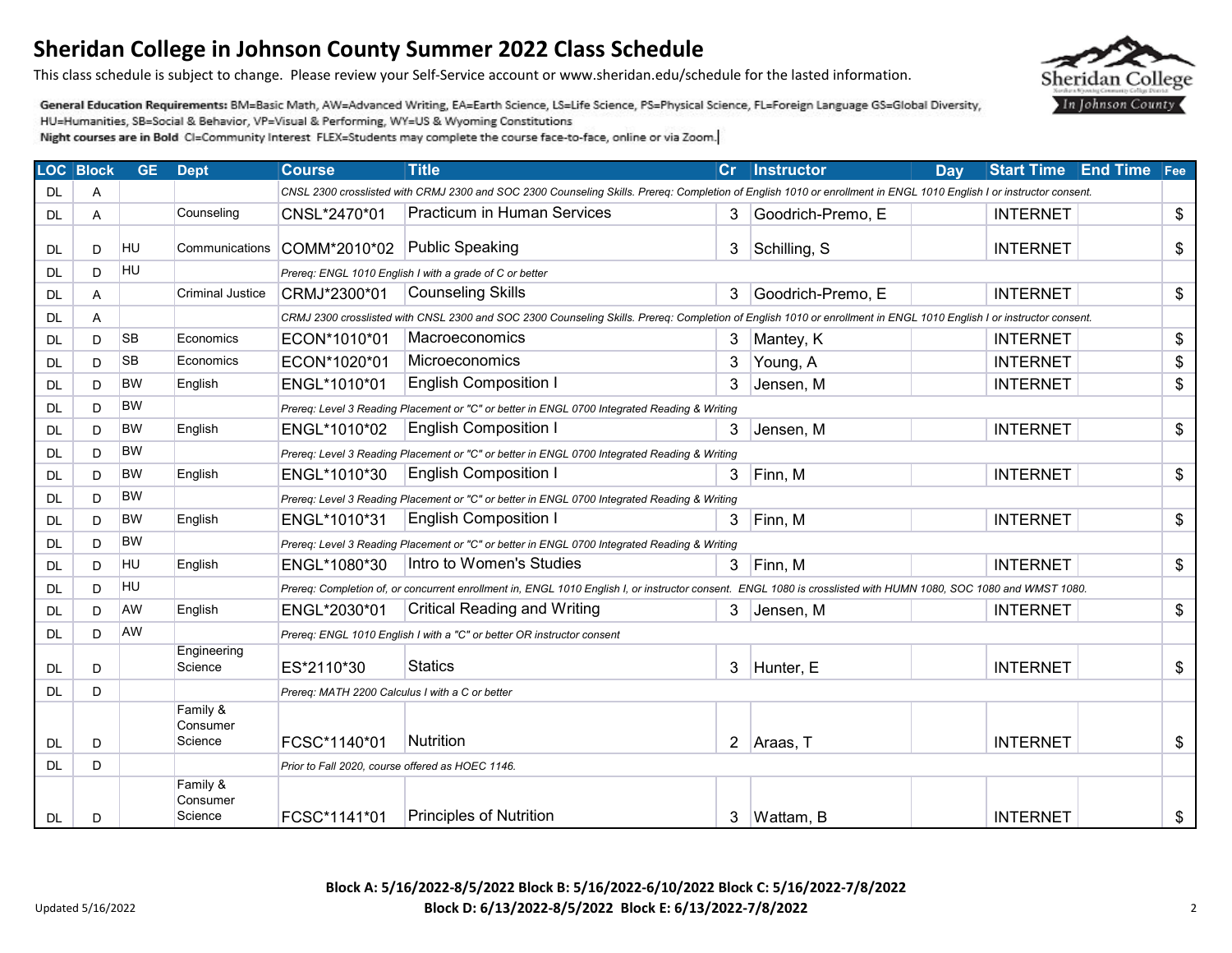# Sheridan College in Johnson County Summer 2022 Class Schedule

This class schedule is subject to change. Please review your Self-Service account or www.sheridan.edu/schedule for the lasted information.

**General Education Requirements:** BM=Basic Math, AW=Advanced Writing, EA=Earth Science, LS=Life Science, PS=Physical Science, FL=Foreign Language GS=Global Diversity, HU=Humanities, SB=Social & Behavior, VP=Visual & Performing, WY=US & Wyoming Constitutions

**Night courses are in Bold** CI=Community Interest FLEX=Students may complete the course face-to-face, online or via Zoom.

| LOC | Block | GE | Dept | Course | Title | Cr | Instructor | Day | Start Time | End Time | Fee |
|---|---|---|---|---|---|---|---|---|---|---|---|
| DL | A | | | *CNSL 2300 crosslisted with CRMJ 2300 and SOC 2300 Counseling Skills. Prereq: Completion of English 1010 or enrollment in ENGL 1010 English I or instructor consent.* | | | | | | | |
| DL | A | | Counseling | CNSL*2470*01 | Practicum in Human Services | 3 | Goodrich-Premo, E | | INTERNET | | $ |
| DL | D | HU | Communications | COMM*2010*02 | Public Speaking | 3 | Schilling, S | | INTERNET | | $ |
| DL | D | HU | | *Prereq: ENGL 1010 English I with a grade of C or better* | | | | | | | |
| DL | A | | Criminal Justice | CRMJ*2300*01 | Counseling Skills | 3 | Goodrich-Premo, E | | INTERNET | | $ |
| DL | A | | | *CRMJ 2300 crosslisted with CNSL 2300 and SOC 2300 Counseling Skills. Prereq: Completion of English 1010 or enrollment in ENGL 1010 English I or instructor consent.* | | | | | | | |
| DL | D | SB | Economics | ECON*1010*01 | Macroeconomics | 3 | Mantey, K | | INTERNET | | $ |
| DL | D | SB | Economics | ECON*1020*01 | Microeconomics | 3 | Young, A | | INTERNET | | $ |
| DL | D | BW | English | ENGL*1010*01 | English Composition I | 3 | Jensen, M | | INTERNET | | $ |
| DL | D | BW | | *Prereq: Level 3 Reading Placement or "C" or better in ENGL 0700 Integrated Reading & Writing* | | | | | | | |
| DL | D | BW | English | ENGL*1010*02 | English Composition I | 3 | Jensen, M | | INTERNET | | $ |
| DL | D | BW | | *Prereq: Level 3 Reading Placement or "C" or better in ENGL 0700 Integrated Reading & Writing* | | | | | | | |
| DL | D | BW | English | ENGL*1010*30 | English Composition I | 3 | Finn, M | | INTERNET | | $ |
| DL | D | BW | | *Prereq: Level 3 Reading Placement or "C" or better in ENGL 0700 Integrated Reading & Writing* | | | | | | | |
| DL | D | BW | English | ENGL*1010*31 | English Composition I | 3 | Finn, M | | INTERNET | | $ |
| DL | D | BW | | *Prereq: Level 3 Reading Placement or "C" or better in ENGL 0700 Integrated Reading & Writing* | | | | | | | |
| DL | D | HU | English | ENGL*1080*30 | Intro to Women's Studies | 3 | Finn, M | | INTERNET | | $ |
| DL | D | HU | | *Prereq: Completion of, or concurrent enrollment in, ENGL 1010 English I, or instructor consent. ENGL 1080 is crosslisted with HUMN 1080, SOC 1080 and WMST 1080.* | | | | | | | |
| DL | D | AW | English | ENGL*2030*01 | Critical Reading and Writing | 3 | Jensen, M | | INTERNET | | $ |
| DL | D | AW | | *Prereq: ENGL 1010 English I with a "C" or better OR instructor consent* | | | | | | | |
| DL | D | | Engineering Science | ES*2110*30 | Statics | 3 | Hunter, E | | INTERNET | | $ |
| DL | D | | | *Prereq: MATH 2200 Calculus I with a C or better* | | | | | | | |
| DL | D | | Family & Consumer Science | FCSC*1140*01 | Nutrition | 2 | Araas, T | | INTERNET | | $ |
| DL | D | | | *Prior to Fall 2020, course offered as HOEC 1146.* | | | | | | | |
| DL | D | | Family & Consumer Science | FCSC*1141*01 | Principles of Nutrition | 3 | Wattam, B | | INTERNET | | $ |

**Block A: 5/16/2022-8/5/2022 Block B: 5/16/2022-6/10/2022 Block C: 5/16/2022-7/8/2022**
**Block D: 6/13/2022-8/5/2022 Block E: 6/13/2022-7/8/2022**

Updated 5/16/2022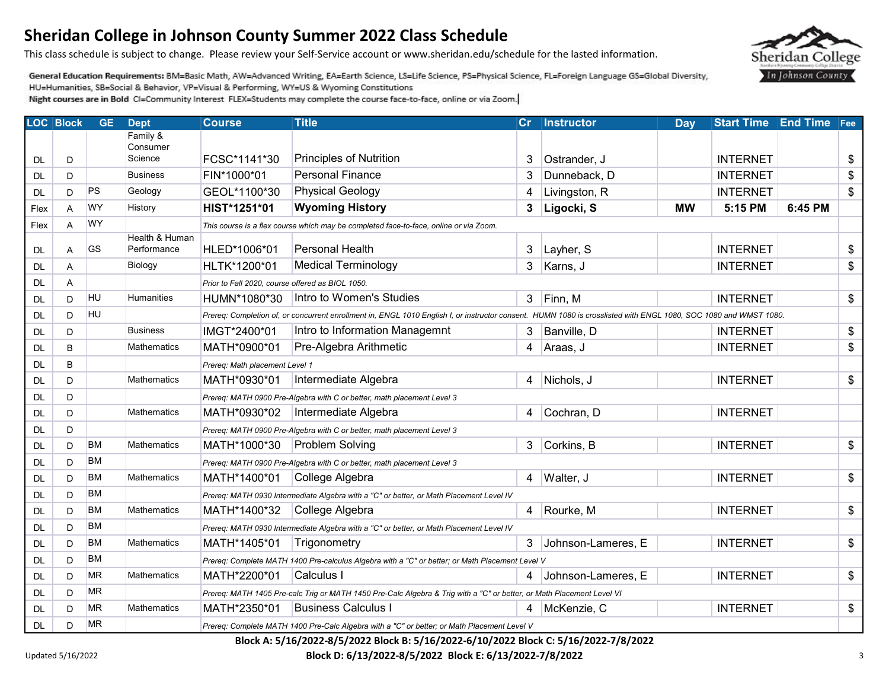# Sheridan College in Johnson County Summer 2022 Class Schedule

This class schedule is subject to change. Please review your Self-Service account or www.sheridan.edu/schedule for the lasted information.

**General Education Requirements:** BM=Basic Math, AW=Advanced Writing, EA=Earth Science, LS=Life Science, PS=Physical Science, FL=Foreign Language GS=Global Diversity, HU=Humanities, SB=Social & Behavior, VP=Visual & Performing, WY=US & Wyoming Constitutions

**Night courses are in Bold** CI=Community Interest FLEX=Students may complete the course face-to-face, online or via Zoom.

| LOC | Block | GE | Dept | Course | Title | Cr | Instructor | Day | Start Time | End Time | Fee |
|---|---|---|---|---|---|---|---|---|---|---|---|
| DL | D | | Family & Consumer Science | FCSC*1141*30 | Principles of Nutrition | 3 | Ostrander, J | | INTERNET | | $ |
| DL | D | | Business | FIN*1000*01 | Personal Finance | 3 | Dunneback, D | | INTERNET | | $ |
| DL | D | PS | Geology | GEOL*1100*30 | Physical Geology | 4 | Livingston, R | | INTERNET | | $ |
| Flex | A | WY | History | **HIST*1251*01** | **Wyoming History** | **3** | **Ligocki, S** | **MW** | **5:15 PM** | **6:45 PM** | |
| Flex | A | WY | | *This course is a flex course which may be completed face-to-face, online or via Zoom.* | | | | | | | |
| DL | A | GS | Health & Human Performance | HLED*1006*01 | Personal Health | 3 | Layher, S | | INTERNET | | $ |
| DL | A | | Biology | HLTK*1200*01 | Medical Terminology | 3 | Karns, J | | INTERNET | | $ |
| DL | A | | | *Prior to Fall 2020, course offered as BIOL 1050.* | | | | | | | |
| DL | D | HU | Humanities | HUMN*1080*30 | Intro to Women's Studies | 3 | Finn, M | | INTERNET | | $ |
| DL | D | HU | | *Prereq: Completion of, or concurrent enrollment in, ENGL 1010 English I, or instructor consent. HUMN 1080 is crosslisted with ENGL 1080, SOC 1080 and WMST 1080.* | | | | | | | |
| DL | D | | Business | IMGT*2400*01 | Intro to Information Managemnt | 3 | Banville, D | | INTERNET | | $ |
| DL | B | | Mathematics | MATH*0900*01 | Pre-Algebra Arithmetic | 4 | Araas, J | | INTERNET | | $ |
| DL | B | | | *Prereq: Math placement Level 1* | | | | | | | |
| DL | D | | Mathematics | MATH*0930*01 | Intermediate Algebra | 4 | Nichols, J | | INTERNET | | $ |
| DL | D | | | *Prereq: MATH 0900 Pre-Algebra with C or better, math placement Level 3* | | | | | | | |
| DL | D | | Mathematics | MATH*0930*02 | Intermediate Algebra | 4 | Cochran, D | | INTERNET | | |
| DL | D | | | *Prereq: MATH 0900 Pre-Algebra with C or better, math placement Level 3* | | | | | | | |
| DL | D | BM | Mathematics | MATH*1000*30 | Problem Solving | 3 | Corkins, B | | INTERNET | | $ |
| DL | D | BM | | *Prereq: MATH 0900 Pre-Algebra with C or better, math placement Level 3* | | | | | | | |
| DL | D | BM | Mathematics | MATH*1400*01 | College Algebra | 4 | Walter, J | | INTERNET | | $ |
| DL | D | BM | | *Prereq: MATH 0930 Intermediate Algebra with a "C" or better, or Math Placement Level IV* | | | | | | | |
| DL | D | BM | Mathematics | MATH*1400*32 | College Algebra | 4 | Rourke, M | | INTERNET | | $ |
| DL | D | BM | | *Prereq: MATH 0930 Intermediate Algebra with a "C" or better, or Math Placement Level IV* | | | | | | | |
| DL | D | BM | Mathematics | MATH*1405*01 | Trigonometry | 3 | Johnson-Lameres, E | | INTERNET | | $ |
| DL | D | BM | | *Prereq: Complete MATH 1400 Pre-calculus Algebra with a "C" or better; or Math Placement Level V* | | | | | | | |
| DL | D | MR | Mathematics | MATH*2200*01 | Calculus I | 4 | Johnson-Lameres, E | | INTERNET | | $ |
| DL | D | MR | | *Prereq: MATH 1405 Pre-calc Trig or MATH 1450 Pre-Calc Algebra & Trig with a "C" or better, or Math Placement Level VI* | | | | | | | |
| DL | D | MR | Mathematics | MATH*2350*01 | Business Calculus I | 4 | McKenzie, C | | INTERNET | | $ |
| DL | D | MR | | *Prereq: Complete MATH 1400 Pre-Calc Algebra with a "C" or better; or Math Placement Level V* | | | | | | | |

**Block A: 5/16/2022-8/5/2022 Block B: 5/16/2022-6/10/2022 Block C: 5/16/2022-7/8/2022**

**Block D: 6/13/2022-8/5/2022 Block E: 6/13/2022-7/8/2022**

Updated 5/16/2022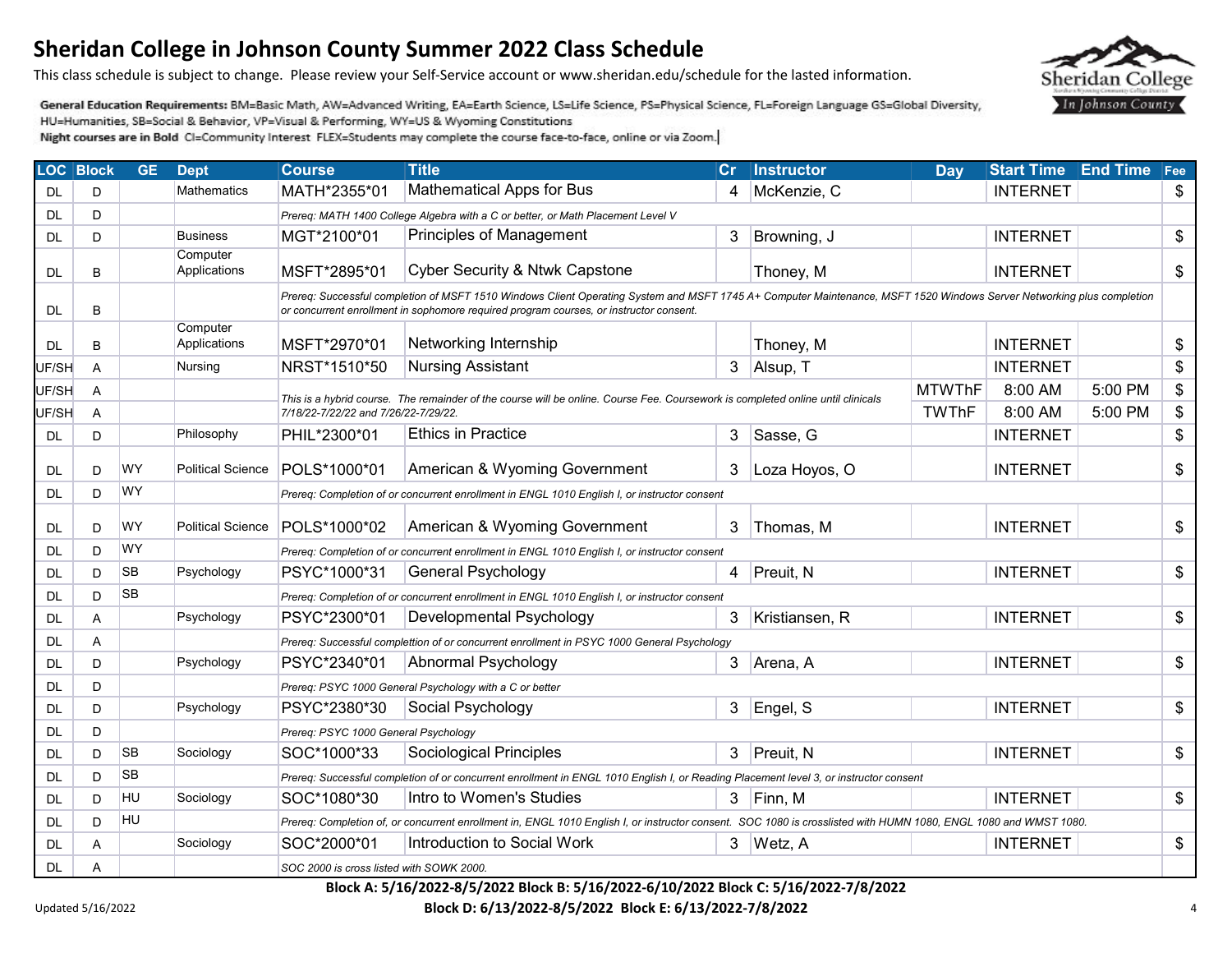# Sheridan College in Johnson County Summer 2022 Class Schedule

This class schedule is subject to change. Please review your Self-Service account or www.sheridan.edu/schedule for the lasted information.

**General Education Requirements:** BM=Basic Math, AW=Advanced Writing, EA=Earth Science, LS=Life Science, PS=Physical Science, FL=Foreign Language GS=Global Diversity, HU=Humanities, SB=Social & Behavior, VP=Visual & Performing, WY=US & Wyoming Constitutions

**Night courses are in Bold** CI=Community Interest FLEX=Students may complete the course face-to-face, online or via Zoom.

| LOC | Block | GE | Dept | Course | Title | Cr | Instructor | Day | Start Time | End Time | Fee |
|---|---|---|---|---|---|---|---|---|---|---|---|
| DL | D | | Mathematics | MATH*2355*01 | Mathematical Apps for Bus | 4 | McKenzie, C | | INTERNET | | $ |
| DL | D | | | *Prereq: MATH 1400 College Algebra with a C or better, or Math Placement Level V* | | | | | | | |
| DL | D | | Business | MGT*2100*01 | Principles of Management | 3 | Browning, J | | INTERNET | | $ |
| DL | B | | Computer Applications | MSFT*2895*01 | Cyber Security & Ntwk Capstone | | Thoney, M | | INTERNET | | $ |
| DL | B | | | *Prereq: Successful completion of MSFT 1510 Windows Client Operating System and MSFT 1745 A+ Computer Maintenance, MSFT 1520 Windows Server Networking plus completion or concurrent enrollment in sophomore required program courses, or instructor consent.* | | | | | | | |
| DL | B | | Computer Applications | MSFT*2970*01 | Networking Internship | | Thoney, M | | INTERNET | | $ |
| UF/SH | A | | Nursing | NRST*1510*50 | Nursing Assistant | 3 | Alsup, T | | INTERNET | | $ |
| UF/SH | A | | | *This is a hybrid course. The remainder of the course will be online. Course Fee. Coursework is completed online until clinicals 7/18/22-7/22/22 and 7/26/22-7/29/22.* | | | | MTWThF | 8:00 AM | 5:00 PM | $ |
| UF/SH | A | | | | | | | TWThF | 8:00 AM | 5:00 PM | $ |
| DL | D | | Philosophy | PHIL*2300*01 | Ethics in Practice | 3 | Sasse, G | | INTERNET | | $ |
| DL | D | WY | Political Science | POLS*1000*01 | American & Wyoming Government | 3 | Loza Hoyos, O | | INTERNET | | $ |
| DL | D | WY | | *Prereq: Completion of or concurrent enrollment in ENGL 1010 English I, or instructor consent* | | | | | | | |
| DL | D | WY | Political Science | POLS*1000*02 | American & Wyoming Government | 3 | Thomas, M | | INTERNET | | $ |
| DL | D | WY | | *Prereq: Completion of or concurrent enrollment in ENGL 1010 English I, or instructor consent* | | | | | | | |
| DL | D | SB | Psychology | PSYC*1000*31 | General Psychology | 4 | Preuit, N | | INTERNET | | $ |
| DL | D | SB | | *Prereq: Completion of or concurrent enrollment in ENGL 1010 English I, or instructor consent* | | | | | | | |
| DL | A | | Psychology | PSYC*2300*01 | Developmental Psychology | 3 | Kristiansen, R | | INTERNET | | $ |
| DL | A | | | *Prereq: Successful complettion of or concurrent enrollment in PSYC 1000 General Psychology* | | | | | | | |
| DL | D | | Psychology | PSYC*2340*01 | Abnormal Psychology | 3 | Arena, A | | INTERNET | | $ |
| DL | D | | | *Prereq: PSYC 1000 General Psychology with a C or better* | | | | | | | |
| DL | D | | Psychology | PSYC*2380*30 | Social Psychology | 3 | Engel, S | | INTERNET | | $ |
| DL | D | | | *Prereq: PSYC 1000 General Psychology* | | | | | | | |
| DL | D | SB | Sociology | SOC*1000*33 | Sociological Principles | 3 | Preuit, N | | INTERNET | | $ |
| DL | D | SB | | *Prereq: Successful completion of or concurrent enrollment in ENGL 1010 English I, or Reading Placement level 3, or instructor consent* | | | | | | | |
| DL | D | HU | Sociology | SOC*1080*30 | Intro to Women's Studies | 3 | Finn, M | | INTERNET | | $ |
| DL | D | HU | | *Prereq: Completion of, or concurrent enrollment in, ENGL 1010 English I, or instructor consent. SOC 1080 is crosslisted with HUMN 1080, ENGL 1080 and WMST 1080.* | | | | | | | |
| DL | A | | Sociology | SOC*2000*01 | Introduction to Social Work | 3 | Wetz, A | | INTERNET | | $ |
| DL | A | | | *SOC 2000 is cross listed with SOWK 2000.* | | | | | | | |

**Block A: 5/16/2022-8/5/2022 Block B: 5/16/2022-6/10/2022 Block C: 5/16/2022-7/8/2022**

**Block D: 6/13/2022-8/5/2022 Block E: 6/13/2022-7/8/2022**

Updated 5/16/2022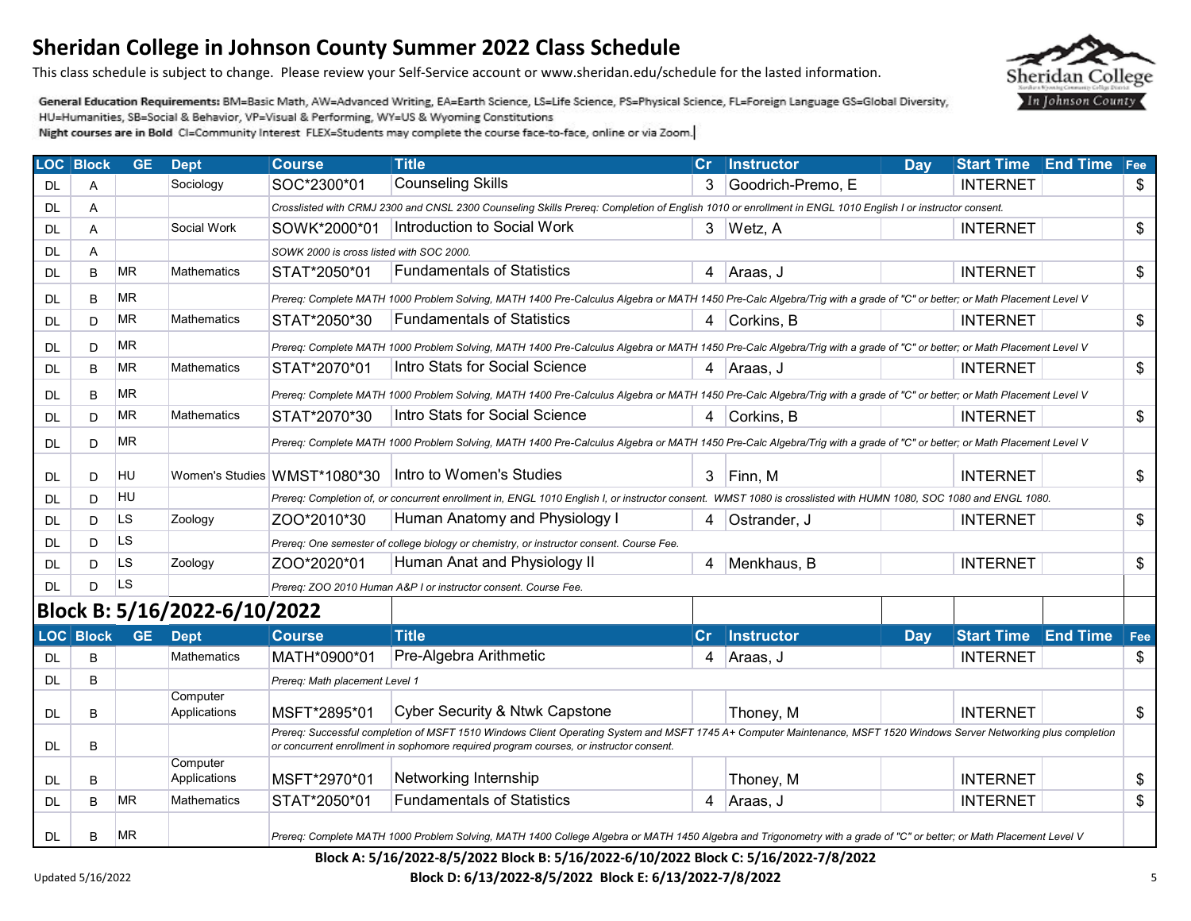# Sheridan College in Johnson County Summer 2022 Class Schedule

This class schedule is subject to change. Please review your Self-Service account or www.sheridan.edu/schedule for the lasted information.

**General Education Requirements:** BM=Basic Math, AW=Advanced Writing, EA=Earth Science, LS=Life Science, PS=Physical Science, FL=Foreign Language GS=Global Diversity, HU=Humanities, SB=Social & Behavior, VP=Visual & Performing, WY=US & Wyoming Constitutions

**Night courses are in Bold** CI=Community Interest FLEX=Students may complete the course face-to-face, online or via Zoom.

| LOC | Block | GE | Dept | Course | Title | Cr | Instructor | Day | Start Time | End Time | Fee |
|---|---|---|---|---|---|---|---|---|---|---|---|
| DL | A | | Sociology | SOC*2300*01 | Counseling Skills | 3 | Goodrich-Premo, E | | INTERNET | | $ |
| DL | A | | | *Crosslisted with CRMJ 2300 and CNSL 2300 Counseling Skills Prereq: Completion of English 1010 or enrollment in ENGL 1010 English I or instructor consent.* | | | | | | | |
| DL | A | | Social Work | SOWK*2000*01 | Introduction to Social Work | 3 | Wetz, A | | INTERNET | | $ |
| DL | A | | | *SOWK 2000 is cross listed with SOC 2000.* | | | | | | | |
| DL | B | MR | Mathematics | STAT*2050*01 | Fundamentals of Statistics | 4 | Araas, J | | INTERNET | | $ |
| DL | B | MR | | *Prereq: Complete MATH 1000 Problem Solving, MATH 1400 Pre-Calculus Algebra or MATH 1450 Pre-Calc Algebra/Trig with a grade of "C" or better; or Math Placement Level V* | | | | | | | |
| DL | D | MR | Mathematics | STAT*2050*30 | Fundamentals of Statistics | 4 | Corkins, B | | INTERNET | | $ |
| DL | D | MR | | *Prereq: Complete MATH 1000 Problem Solving, MATH 1400 Pre-Calculus Algebra or MATH 1450 Pre-Calc Algebra/Trig with a grade of "C" or better; or Math Placement Level V* | | | | | | | |
| DL | B | MR | Mathematics | STAT*2070*01 | Intro Stats for Social Science | 4 | Araas, J | | INTERNET | | $ |
| DL | B | MR | | *Prereq: Complete MATH 1000 Problem Solving, MATH 1400 Pre-Calculus Algebra or MATH 1450 Pre-Calc Algebra/Trig with a grade of "C" or better; or Math Placement Level V* | | | | | | | |
| DL | D | MR | Mathematics | STAT*2070*30 | Intro Stats for Social Science | 4 | Corkins, B | | INTERNET | | $ |
| DL | D | MR | | *Prereq: Complete MATH 1000 Problem Solving, MATH 1400 Pre-Calculus Algebra or MATH 1450 Pre-Calc Algebra/Trig with a grade of "C" or better; or Math Placement Level V* | | | | | | | |
| DL | D | HU | Women's Studies | WMST*1080*30 | Intro to Women's Studies | 3 | Finn, M | | INTERNET | | $ |
| DL | D | HU | | *Prereq: Completion of, or concurrent enrollment in, ENGL 1010 English I, or instructor consent. WMST 1080 is crosslisted with HUMN 1080, SOC 1080 and ENGL 1080.* | | | | | | | |
| DL | D | LS | Zoology | ZOO*2010*30 | Human Anatomy and Physiology I | 4 | Ostrander, J | | INTERNET | | $ |
| DL | D | LS | | *Prereq: One semester of college biology or chemistry, or instructor consent. Course Fee.* | | | | | | | |
| DL | D | LS | Zoology | ZOO*2020*01 | Human Anat and Physiology II | 4 | Menkhaus, B | | INTERNET | | $ |
| DL | D | LS | | *Prereq: ZOO 2010 Human A&P I or instructor consent. Course Fee.* | | | | | | | |

## Block B: 5/16/2022-6/10/2022

| LOC | Block | GE | Dept | Course | Title | Cr | Instructor | Day | Start Time | End Time | Fee |
|---|---|---|---|---|---|---|---|---|---|---|---|
| DL | B | | Mathematics | MATH*0900*01 | Pre-Algebra Arithmetic | 4 | Araas, J | | INTERNET | | $ |
| DL | B | | | *Prereq: Math placement Level 1* | | | | | | | |
| DL | B | | Computer Applications | MSFT*2895*01 | Cyber Security & Ntwk Capstone | | Thoney, M | | INTERNET | | $ |
| DL | B | | | *Prereq: Successful completion of MSFT 1510 Windows Client Operating System and MSFT 1745 A+ Computer Maintenance, MSFT 1520 Windows Server Networking plus completion or concurrent enrollment in sophomore required program courses, or instructor consent.* | | | | | | | |
| DL | B | | Computer Applications | MSFT*2970*01 | Networking Internship | | Thoney, M | | INTERNET | | $ |
| DL | B | MR | Mathematics | STAT*2050*01 | Fundamentals of Statistics | 4 | Araas, J | | INTERNET | | $ |
| DL | B | MR | | *Prereq: Complete MATH 1000 Problem Solving, MATH 1400 College Algebra or MATH 1450 Algebra and Trigonometry with a grade of "C" or better; or Math Placement Level V* | | | | | | | |

**Block A: 5/16/2022-8/5/2022 Block B: 5/16/2022-6/10/2022 Block C: 5/16/2022-7/8/2022**
**Block D: 6/13/2022-8/5/2022 Block E: 6/13/2022-7/8/2022**

Updated 5/16/2022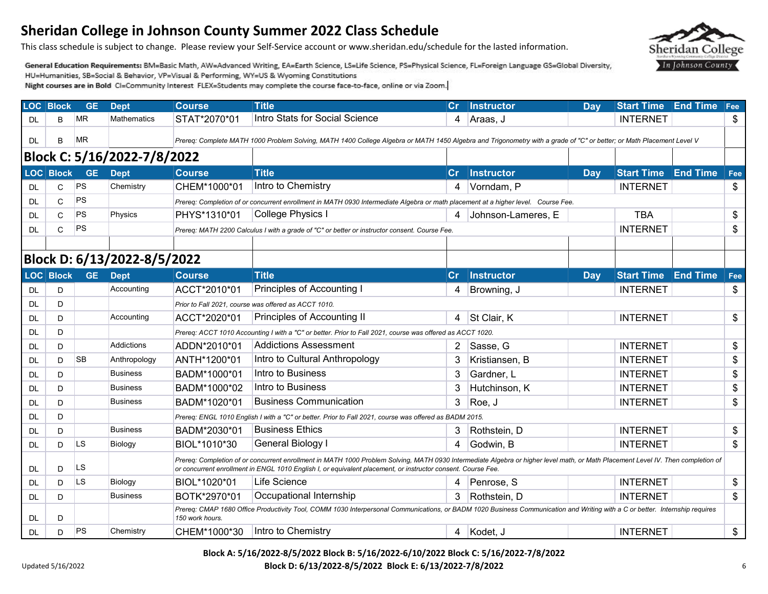# Sheridan College in Johnson County Summer 2022 Class Schedule

This class schedule is subject to change. Please review your Self-Service account or www.sheridan.edu/schedule for the lasted information.

**General Education Requirements:** BM=Basic Math, AW=Advanced Writing, EA=Earth Science, LS=Life Science, PS=Physical Science, FL=Foreign Language GS=Global Diversity, HU=Humanities, SB=Social & Behavior, VP=Visual & Performing, WY=US & Wyoming Constitutions

**Night courses are in Bold** CI=Community Interest FLEX=Students may complete the course face-to-face, online or via Zoom.

| LOC | Block | GE | Dept | Course | Title | Cr | Instructor | Day | Start Time | End Time | Fee |
|---|---|---|---|---|---|---|---|---|---|---|---|
| DL | B | MR | Mathematics | STAT*2070*01 | Intro Stats for Social Science | 4 | Araas, J | | INTERNET | | $ |
| DL | B | MR | | *Prereq: Complete MATH 1000 Problem Solving, MATH 1400 College Algebra or MATH 1450 Algebra and Trigonometry with a grade of "C" or better; or Math Placement Level V* | | | | | | | |

## Block C: 5/16/2022-7/8/2022

| LOC | Block | GE | Dept | Course | Title | Cr | Instructor | Day | Start Time | End Time | Fee |
|---|---|---|---|---|---|---|---|---|---|---|---|
| DL | C | PS | Chemistry | CHEM*1000*01 | Intro to Chemistry | 4 | Vorndam, P | | INTERNET | | $ |
| DL | C | PS | | *Prereq: Completion of or concurrent enrollment in MATH 0930 Intermediate Algebra or math placement at a higher level. Course Fee.* | | | | | | | |
| DL | C | PS | Physics | PHYS*1310*01 | College Physics I | 4 | Johnson-Lameres, E | | TBA | | $ |
| DL | C | PS | | *Prereq: MATH 2200 Calculus I with a grade of "C" or better or instructor consent. Course Fee.* | | | | | INTERNET | | $ |

## Block D: 6/13/2022-8/5/2022

| LOC | Block | GE | Dept | Course | Title | Cr | Instructor | Day | Start Time | End Time | Fee |
|---|---|---|---|---|---|---|---|---|---|---|---|
| DL | D | | Accounting | ACCT*2010*01 | Principles of Accounting I | 4 | Browning, J | | INTERNET | | $ |
| DL | D | | | *Prior to Fall 2021, course was offered as ACCT 1010.* | | | | | | | |
| DL | D | | Accounting | ACCT*2020*01 | Principles of Accounting II | 4 | St Clair, K | | INTERNET | | $ |
| DL | D | | | *Prereq: ACCT 1010 Accounting I with a "C" or better. Prior to Fall 2021, course was offered as ACCT 1020.* | | | | | | | |
| DL | D | | Addictions | ADDN*2010*01 | Addictions Assessment | 2 | Sasse, G | | INTERNET | | $ |
| DL | D | SB | Anthropology | ANTH*1200*01 | Intro to Cultural Anthropology | 3 | Kristiansen, B | | INTERNET | | $ |
| DL | D | | Business | BADM*1000*01 | Intro to Business | 3 | Gardner, L | | INTERNET | | $ |
| DL | D | | Business | BADM*1000*02 | Intro to Business | 3 | Hutchinson, K | | INTERNET | | $ |
| DL | D | | Business | BADM*1020*01 | Business Communication | 3 | Roe, J | | INTERNET | | $ |
| DL | D | | | *Prereq: ENGL 1010 English I with a "C" or better. Prior to Fall 2021, course was offered as BADM 2015.* | | | | | | | |
| DL | D | | Business | BADM*2030*01 | Business Ethics | 3 | Rothstein, D | | INTERNET | | $ |
| DL | D | LS | Biology | BIOL*1010*30 | General Biology I | 4 | Godwin, B | | INTERNET | | $ |
| DL | D | LS | | *Prereq: Completion of or concurrent enrollment in MATH 1000 Problem Solving, MATH 0930 Intermediate Algebra or higher level math, or Math Placement Level IV. Then completion of or concurrent enrollment in ENGL 1010 English I, or equivalent placement, or instructor consent. Course Fee.* | | | | | | | |
| DL | D | LS | Biology | BIOL*1020*01 | Life Science | 4 | Penrose, S | | INTERNET | | $ |
| DL | D | | Business | BOTK*2970*01 | Occupational Internship | 3 | Rothstein, D | | INTERNET | | $ |
| DL | D | | | *Prereq: CMAP 1680 Office Productivity Tool, COMM 1030 Interpersonal Communications, or BADM 1020 Business Communication and Writing with a C or better. Internship requires 150 work hours.* | | | | | | | |
| DL | D | PS | Chemistry | CHEM*1000*30 | Intro to Chemistry | 4 | Kodet, J | | INTERNET | | $ |

**Block A: 5/16/2022-8/5/2022 Block B: 5/16/2022-6/10/2022 Block C: 5/16/2022-7/8/2022**
**Block D: 6/13/2022-8/5/2022 Block E: 6/13/2022-7/8/2022**

Updated 5/16/2022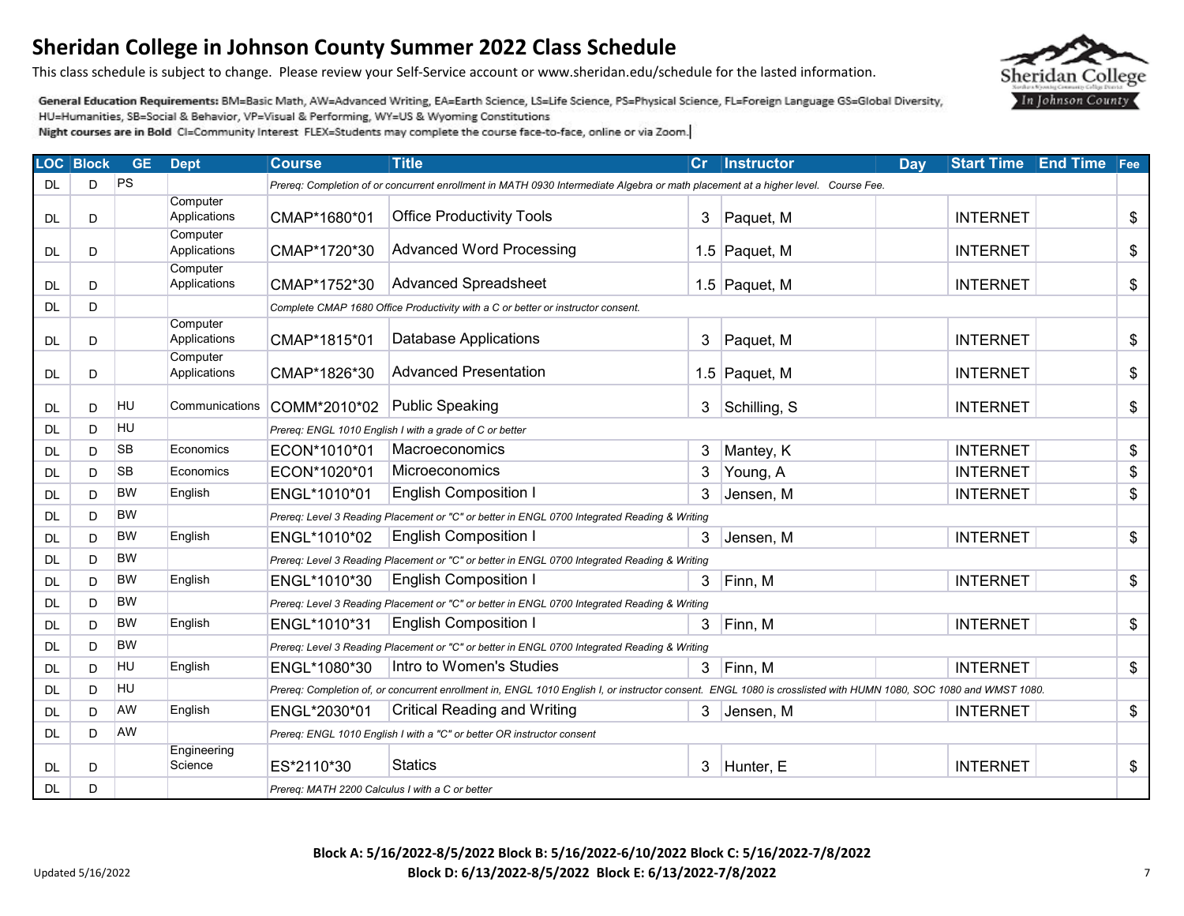# Sheridan College in Johnson County Summer 2022 Class Schedule

This class schedule is subject to change. Please review your Self-Service account or www.sheridan.edu/schedule for the lasted information.

**General Education Requirements:** BM=Basic Math, AW=Advanced Writing, EA=Earth Science, LS=Life Science, PS=Physical Science, FL=Foreign Language GS=Global Diversity, HU=Humanities, SB=Social & Behavior, VP=Visual & Performing, WY=US & Wyoming Constitutions

**Night courses are in Bold** CI=Community Interest FLEX=Students may complete the course face-to-face, online or via Zoom.

| LOC | Block | GE | Dept | Course | Title | Cr | Instructor | Day | Start Time | End Time | Fee |
|---|---|---|---|---|---|---|---|---|---|---|---|
| DL | D | PS | | *Prereq: Completion of or concurrent enrollment in MATH 0930 Intermediate Algebra or math placement at a higher level. Course Fee.* | | | | | | | |
| DL | D | | Computer Applications | CMAP*1680*01 | Office Productivity Tools | 3 | Paquet, M | | INTERNET | | $ |
| DL | D | | Computer Applications | CMAP*1720*30 | Advanced Word Processing | 1.5 | Paquet, M | | INTERNET | | $ |
| DL | D | | Computer Applications | CMAP*1752*30 | Advanced Spreadsheet | 1.5 | Paquet, M | | INTERNET | | $ |
| DL | D | | | *Complete CMAP 1680 Office Productivity with a C or better or instructor consent.* | | | | | | | |
| DL | D | | Computer Applications | CMAP*1815*01 | Database Applications | 3 | Paquet, M | | INTERNET | | $ |
| DL | D | | Computer Applications | CMAP*1826*30 | Advanced Presentation | 1.5 | Paquet, M | | INTERNET | | $ |
| DL | D | HU | Communications | COMM*2010*02 | Public Speaking | 3 | Schilling, S | | INTERNET | | $ |
| DL | D | HU | | *Prereq: ENGL 1010 English I with a grade of C or better* | | | | | | | |
| DL | D | SB | Economics | ECON*1010*01 | Macroeconomics | 3 | Mantey, K | | INTERNET | | $ |
| DL | D | SB | Economics | ECON*1020*01 | Microeconomics | 3 | Young, A | | INTERNET | | $ |
| DL | D | BW | English | ENGL*1010*01 | English Composition I | 3 | Jensen, M | | INTERNET | | $ |
| DL | D | BW | | *Prereq: Level 3 Reading Placement or "C" or better in ENGL 0700 Integrated Reading & Writing* | | | | | | | |
| DL | D | BW | English | ENGL*1010*02 | English Composition I | 3 | Jensen, M | | INTERNET | | $ |
| DL | D | BW | | *Prereq: Level 3 Reading Placement or "C" or better in ENGL 0700 Integrated Reading & Writing* | | | | | | | |
| DL | D | BW | English | ENGL*1010*30 | English Composition I | 3 | Finn, M | | INTERNET | | $ |
| DL | D | BW | | *Prereq: Level 3 Reading Placement or "C" or better in ENGL 0700 Integrated Reading & Writing* | | | | | | | |
| DL | D | BW | English | ENGL*1010*31 | English Composition I | 3 | Finn, M | | INTERNET | | $ |
| DL | D | BW | | *Prereq: Level 3 Reading Placement or "C" or better in ENGL 0700 Integrated Reading & Writing* | | | | | | | |
| DL | D | HU | English | ENGL*1080*30 | Intro to Women's Studies | 3 | Finn, M | | INTERNET | | $ |
| DL | D | HU | | *Prereq: Completion of, or concurrent enrollment in, ENGL 1010 English I, or instructor consent. ENGL 1080 is crosslisted with HUMN 1080, SOC 1080 and WMST 1080.* | | | | | | | |
| DL | D | AW | English | ENGL*2030*01 | Critical Reading and Writing | 3 | Jensen, M | | INTERNET | | $ |
| DL | D | AW | | *Prereq: ENGL 1010 English I with a "C" or better OR instructor consent* | | | | | | | |
| DL | D | | Engineering Science | ES*2110*30 | Statics | 3 | Hunter, E | | INTERNET | | $ |
| DL | D | | | *Prereq: MATH 2200 Calculus I with a C or better* | | | | | | | |

**Block A: 5/16/2022-8/5/2022 Block B: 5/16/2022-6/10/2022 Block C: 5/16/2022-7/8/2022**
**Block D: 6/13/2022-8/5/2022 Block E: 6/13/2022-7/8/2022**

Updated 5/16/2022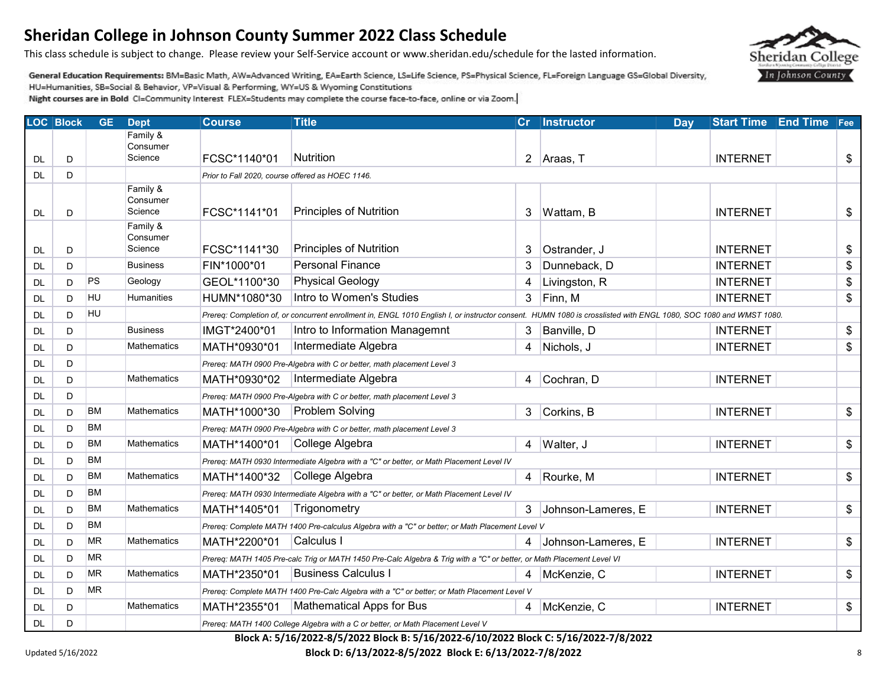# Sheridan College in Johnson County Summer 2022 Class Schedule

This class schedule is subject to change. Please review your Self-Service account or www.sheridan.edu/schedule for the lasted information.

**General Education Requirements:** BM=Basic Math, AW=Advanced Writing, EA=Earth Science, LS=Life Science, PS=Physical Science, FL=Foreign Language GS=Global Diversity, HU=Humanities, SB=Social & Behavior, VP=Visual & Performing, WY=US & Wyoming Constitutions

**Night courses are in Bold** CI=Community Interest FLEX=Students may complete the course face-to-face, online or via Zoom.

| LOC | Block | GE | Dept | Course | Title | Cr | Instructor | Day | Start Time | End Time | Fee |
|---|---|---|---|---|---|---|---|---|---|---|---|
| DL | D | | Family & Consumer Science | FCSC*1140*01 | Nutrition | 2 | Araas, T | | INTERNET | | $ |
| DL | D | | | *Prior to Fall 2020, course offered as HOEC 1146.* | | | | | | | |
| DL | D | | Family & Consumer Science | FCSC*1141*01 | Principles of Nutrition | 3 | Wattam, B | | INTERNET | | $ |
| DL | D | | Family & Consumer Science | FCSC*1141*30 | Principles of Nutrition | 3 | Ostrander, J | | INTERNET | | $ |
| DL | D | | Business | FIN*1000*01 | Personal Finance | 3 | Dunneback, D | | INTERNET | | $ |
| DL | D | PS | Geology | GEOL*1100*30 | Physical Geology | 4 | Livingston, R | | INTERNET | | $ |
| DL | D | HU | Humanities | HUMN*1080*30 | Intro to Women's Studies | 3 | Finn, M | | INTERNET | | $ |
| DL | D | HU | | *Prereq: Completion of, or concurrent enrollment in, ENGL 1010 English I, or instructor consent. HUMN 1080 is crosslisted with ENGL 1080, SOC 1080 and WMST 1080.* | | | | | | | |
| DL | D | | Business | IMGT*2400*01 | Intro to Information Managemnt | 3 | Banville, D | | INTERNET | | $ |
| DL | D | | Mathematics | MATH*0930*01 | Intermediate Algebra | 4 | Nichols, J | | INTERNET | | $ |
| DL | D | | | *Prereq: MATH 0900 Pre-Algebra with C or better, math placement Level 3* | | | | | | | |
| DL | D | | Mathematics | MATH*0930*02 | Intermediate Algebra | 4 | Cochran, D | | INTERNET | | |
| DL | D | | | *Prereq: MATH 0900 Pre-Algebra with C or better, math placement Level 3* | | | | | | | |
| DL | D | BM | Mathematics | MATH*1000*30 | Problem Solving | 3 | Corkins, B | | INTERNET | | $ |
| DL | D | BM | | *Prereq: MATH 0900 Pre-Algebra with C or better, math placement Level 3* | | | | | | | |
| DL | D | BM | Mathematics | MATH*1400*01 | College Algebra | 4 | Walter, J | | INTERNET | | $ |
| DL | D | BM | | *Prereq: MATH 0930 Intermediate Algebra with a "C" or better, or Math Placement Level IV* | | | | | | | |
| DL | D | BM | Mathematics | MATH*1400*32 | College Algebra | 4 | Rourke, M | | INTERNET | | $ |
| DL | D | BM | | *Prereq: MATH 0930 Intermediate Algebra with a "C" or better, or Math Placement Level IV* | | | | | | | |
| DL | D | BM | Mathematics | MATH*1405*01 | Trigonometry | 3 | Johnson-Lameres, E | | INTERNET | | $ |
| DL | D | BM | | *Prereq: Complete MATH 1400 Pre-calculus Algebra with a "C" or better; or Math Placement Level V* | | | | | | | |
| DL | D | MR | Mathematics | MATH*2200*01 | Calculus I | 4 | Johnson-Lameres, E | | INTERNET | | $ |
| DL | D | MR | | *Prereq: MATH 1405 Pre-calc Trig or MATH 1450 Pre-Calc Algebra & Trig with a "C" or better, or Math Placement Level VI* | | | | | | | |
| DL | D | MR | Mathematics | MATH*2350*01 | Business Calculus I | 4 | McKenzie, C | | INTERNET | | $ |
| DL | D | MR | | *Prereq: Complete MATH 1400 Pre-Calc Algebra with a "C" or better; or Math Placement Level V* | | | | | | | |
| DL | D | | Mathematics | MATH*2355*01 | Mathematical Apps for Bus | 4 | McKenzie, C | | INTERNET | | $ |
| DL | D | | | *Prereq: MATH 1400 College Algebra with a C or better, or Math Placement Level V* | | | | | | | |

**Block A: 5/16/2022-8/5/2022 Block B: 5/16/2022-6/10/2022 Block C: 5/16/2022-7/8/2022**

**Block D: 6/13/2022-8/5/2022 Block E: 6/13/2022-7/8/2022**

Updated 5/16/2022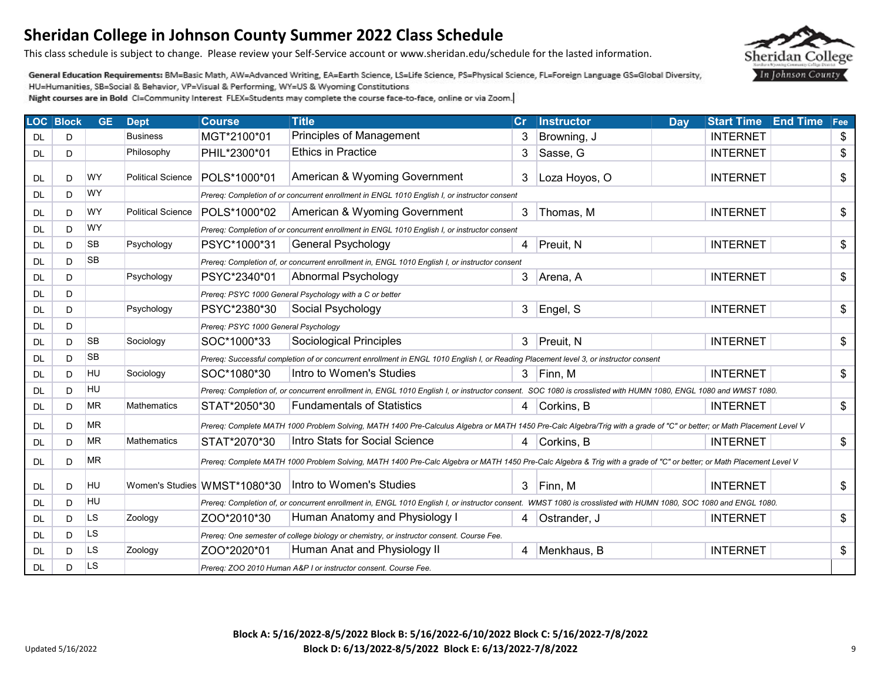# Sheridan College in Johnson County Summer 2022 Class Schedule

This class schedule is subject to change. Please review your Self-Service account or www.sheridan.edu/schedule for the lasted information.

**General Education Requirements:** BM=Basic Math, AW=Advanced Writing, EA=Earth Science, LS=Life Science, PS=Physical Science, FL=Foreign Language GS=Global Diversity, HU=Humanities, SB=Social & Behavior, VP=Visual & Performing, WY=US & Wyoming Constitutions

**Night courses are in Bold** CI=Community Interest FLEX=Students may complete the course face-to-face, online or via Zoom.

| LOC | Block | GE | Dept | Course | Title | Cr | Instructor | Day | Start Time | End Time | Fee |
|---|---|---|---|---|---|---|---|---|---|---|---|
| DL | D | | Business | MGT*2100*01 | Principles of Management | 3 | Browning, J | | INTERNET | | $ |
| DL | D | | Philosophy | PHIL*2300*01 | Ethics in Practice | 3 | Sasse, G | | INTERNET | | $ |
| DL | D | WY | Political Science | POLS*1000*01 | American & Wyoming Government | 3 | Loza Hoyos, O | | INTERNET | | $ |
| DL | D | WY | | *Prereq: Completion of or concurrent enrollment in ENGL 1010 English I, or instructor consent* | | | | | | | |
| DL | D | WY | Political Science | POLS*1000*02 | American & Wyoming Government | 3 | Thomas, M | | INTERNET | | $ |
| DL | D | WY | | *Prereq: Completion of or concurrent enrollment in ENGL 1010 English I, or instructor consent* | | | | | | | |
| DL | D | SB | Psychology | PSYC*1000*31 | General Psychology | 4 | Preuit, N | | INTERNET | | $ |
| DL | D | SB | | *Prereq: Completion of, or concurrent enrollment in, ENGL 1010 English I, or instructor consent* | | | | | | | |
| DL | D | | Psychology | PSYC*2340*01 | Abnormal Psychology | 3 | Arena, A | | INTERNET | | $ |
| DL | D | | | *Prereq: PSYC 1000 General Psychology with a C or better* | | | | | | | |
| DL | D | | Psychology | PSYC*2380*30 | Social Psychology | 3 | Engel, S | | INTERNET | | $ |
| DL | D | | | *Prereq: PSYC 1000 General Psychology* | | | | | | | |
| DL | D | SB | Sociology | SOC*1000*33 | Sociological Principles | 3 | Preuit, N | | INTERNET | | $ |
| DL | D | SB | | *Prereq: Successful completion of or concurrent enrollment in ENGL 1010 English I, or Reading Placement level 3, or instructor consent* | | | | | | | |
| DL | D | HU | Sociology | SOC*1080*30 | Intro to Women's Studies | 3 | Finn, M | | INTERNET | | $ |
| DL | D | HU | | *Prereq: Completion of, or concurrent enrollment in, ENGL 1010 English I, or instructor consent. SOC 1080 is crosslisted with HUMN 1080, ENGL 1080 and WMST 1080.* | | | | | | | |
| DL | D | MR | Mathematics | STAT*2050*30 | Fundamentals of Statistics | 4 | Corkins, B | | INTERNET | | $ |
| DL | D | MR | | *Prereq: Complete MATH 1000 Problem Solving, MATH 1400 Pre-Calculus Algebra or MATH 1450 Pre-Calc Algebra/Trig with a grade of "C" or better; or Math Placement Level V* | | | | | | | |
| DL | D | MR | Mathematics | STAT*2070*30 | Intro Stats for Social Science | 4 | Corkins, B | | INTERNET | | $ |
| DL | D | MR | | *Prereq: Complete MATH 1000 Problem Solving, MATH 1400 Pre-Calc Algebra or MATH 1450 Pre-Calc Algebra & Trig with a grade of "C" or better; or Math Placement Level V* | | | | | | | |
| DL | D | HU | Women's Studies | WMST*1080*30 | Intro to Women's Studies | 3 | Finn, M | | INTERNET | | $ |
| DL | D | HU | | *Prereq: Completion of, or concurrent enrollment in, ENGL 1010 English I, or instructor consent. WMST 1080 is crosslisted with HUMN 1080, SOC 1080 and ENGL 1080.* | | | | | | | |
| DL | D | LS | Zoology | ZOO*2010*30 | Human Anatomy and Physiology I | 4 | Ostrander, J | | INTERNET | | $ |
| DL | D | LS | | *Prereq: One semester of college biology or chemistry, or instructor consent. Course Fee.* | | | | | | | |
| DL | D | LS | Zoology | ZOO*2020*01 | Human Anat and Physiology II | 4 | Menkhaus, B | | INTERNET | | $ |
| DL | D | LS | | *Prereq: ZOO 2010 Human A&P I or instructor consent. Course Fee.* | | | | | | | |

**Block A: 5/16/2022-8/5/2022 Block B: 5/16/2022-6/10/2022 Block C: 5/16/2022-7/8/2022**
**Block D: 6/13/2022-8/5/2022 Block E: 6/13/2022-7/8/2022**

Updated 5/16/2022